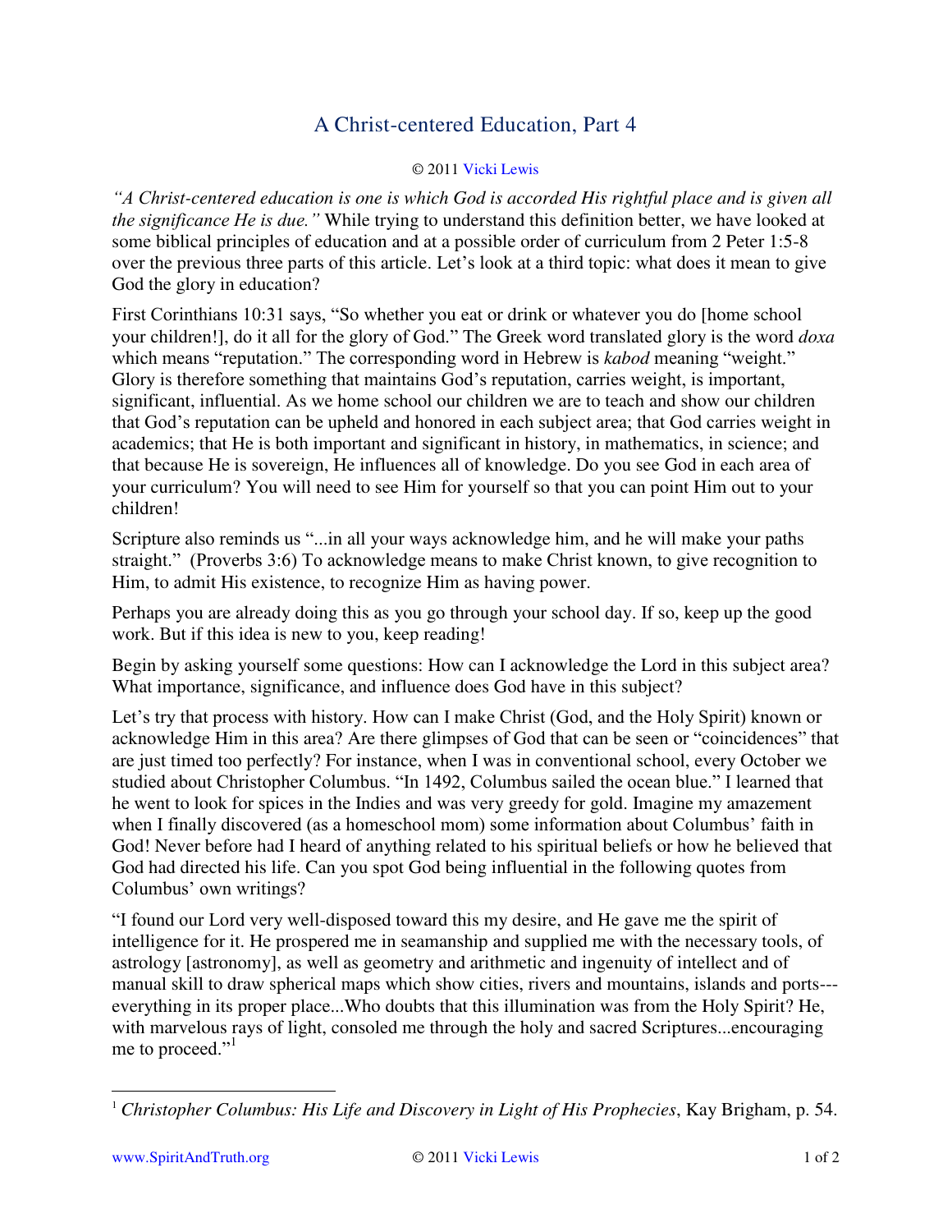# A Christ-centered Education, Part 4

© 2011 Vicki Lewis

*"A Christ-centered education is one is which God is accorded His rightful place and is given all the significance He is due."* While trying to understand this definition better, we have looked at some biblical principles of education and at a possible order of curriculum from 2 Peter 1:5-8 over the previous three parts of this article. Let's look at a third topic: what does it mean to give God the glory in education?

First Corinthians 10:31 says, "So whether you eat or drink or whatever you do [home school your children!], do it all for the glory of God." The Greek word translated glory is the word *doxa* which means "reputation." The corresponding word in Hebrew is *kabod* meaning "weight." Glory is therefore something that maintains God's reputation, carries weight, is important, significant, influential. As we home school our children we are to teach and show our children that God's reputation can be upheld and honored in each subject area; that God carries weight in academics; that He is both important and significant in history, in mathematics, in science; and that because He is sovereign, He influences all of knowledge. Do you see God in each area of your curriculum? You will need to see Him for yourself so that you can point Him out to your children!

Scripture also reminds us "...in all your ways acknowledge him, and he will make your paths straight." (Proverbs 3:6) To acknowledge means to make Christ known, to give recognition to Him, to admit His existence, to recognize Him as having power.

Perhaps you are already doing this as you go through your school day. If so, keep up the good work. But if this idea is new to you, keep reading!

Begin by asking yourself some questions: How can I acknowledge the Lord in this subject area? What importance, significance, and influence does God have in this subject?

Let's try that process with history. How can I make Christ (God, and the Holy Spirit) known or acknowledge Him in this area? Are there glimpses of God that can be seen or "coincidences" that are just timed too perfectly? For instance, when I was in conventional school, every October we studied about Christopher Columbus. "In 1492, Columbus sailed the ocean blue." I learned that he went to look for spices in the Indies and was very greedy for gold. Imagine my amazement when I finally discovered (as a homeschool mom) some information about Columbus' faith in God! Never before had I heard of anything related to his spiritual beliefs or how he believed that God had directed his life. Can you spot God being influential in the following quotes from Columbus' own writings?

"I found our Lord very well-disposed toward this my desire, and He gave me the spirit of intelligence for it. He prospered me in seamanship and supplied me with the necessary tools, of astrology [astronomy], as well as geometry and arithmetic and ingenuity of intellect and of manual skill to draw spherical maps which show cities, rivers and mountains, islands and ports---everything in its proper place...Who doubts that this illumination was from the Holy Spirit? He, with marvelous rays of light, consoled me through the holy and sacred Scriptures...encouraging me to proceed."[1]

---

[1] *Christopher Columbus: His Life and Discovery in Light of His Prophecies*, Kay Brigham, p. 54.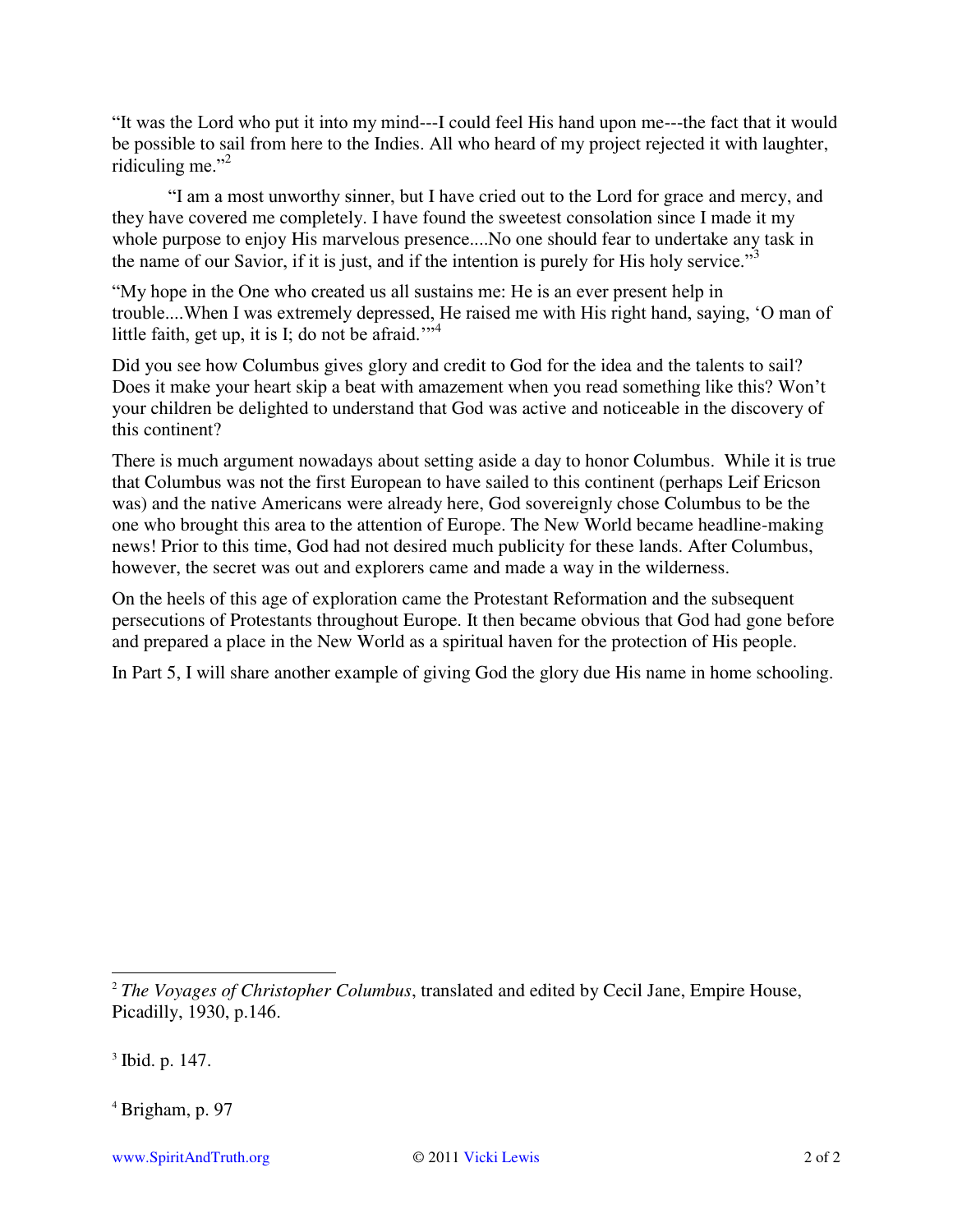"It was the Lord who put it into my mind---I could feel His hand upon me---the fact that it would be possible to sail from here to the Indies. All who heard of my project rejected it with laughter, ridiculing me."[2]

"I am a most unworthy sinner, but I have cried out to the Lord for grace and mercy, and they have covered me completely. I have found the sweetest consolation since I made it my whole purpose to enjoy His marvelous presence....No one should fear to undertake any task in the name of our Savior, if it is just, and if the intention is purely for His holy service."[3]

"My hope in the One who created us all sustains me: He is an ever present help in trouble....When I was extremely depressed, He raised me with His right hand, saying, 'O man of little faith, get up, it is I; do not be afraid.'"[4]

Did you see how Columbus gives glory and credit to God for the idea and the talents to sail? Does it make your heart skip a beat with amazement when you read something like this? Won't your children be delighted to understand that God was active and noticeable in the discovery of this continent?

There is much argument nowadays about setting aside a day to honor Columbus. While it is true that Columbus was not the first European to have sailed to this continent (perhaps Leif Ericson was) and the native Americans were already here, God sovereignly chose Columbus to be the one who brought this area to the attention of Europe. The New World became headline-making news! Prior to this time, God had not desired much publicity for these lands. After Columbus, however, the secret was out and explorers came and made a way in the wilderness.

On the heels of this age of exploration came the Protestant Reformation and the subsequent persecutions of Protestants throughout Europe. It then became obvious that God had gone before and prepared a place in the New World as a spiritual haven for the protection of His people.

In Part 5, I will share another example of giving God the glory due His name in home schooling.

---

[2] *The Voyages of Christopher Columbus*, translated and edited by Cecil Jane, Empire House, Picadilly, 1930, p.146.

[3] Ibid. p. 147.

[4] Brigham, p. 97

www.SpiritAndTruth.org © 2011 Vicki Lewis